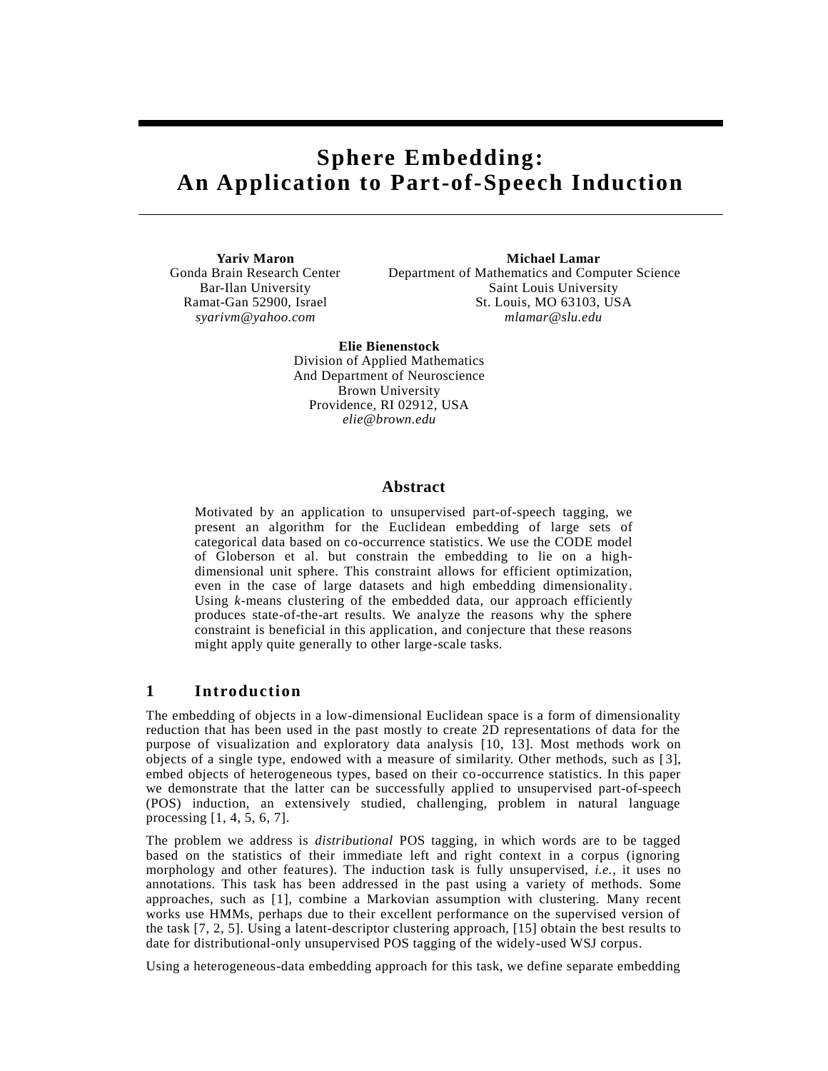# Sphere Embedding: An Application to Part-of-Speech Induction

**Yariv Maron**
Gonda Brain Research Center
Bar-Ilan University
Ramat-Gan 52900, Israel
*syarivm@yahoo.com*

**Michael Lamar**
Department of Mathematics and Computer Science
Saint Louis University
St. Louis, MO 63103, USA
*mlamar@slu.edu*

**Elie Bienenstock**
Division of Applied Mathematics
And Department of Neuroscience
Brown University
Providence, RI 02912, USA
*elie@brown.edu*

## Abstract

Motivated by an application to unsupervised part-of-speech tagging, we present an algorithm for the Euclidean embedding of large sets of categorical data based on co-occurrence statistics. We use the CODE model of Globerson et al. but constrain the embedding to lie on a high-dimensional unit sphere. This constraint allows for efficient optimization, even in the case of large datasets and high embedding dimensionality. Using *k*-means clustering of the embedded data, our approach efficiently produces state-of-the-art results. We analyze the reasons why the sphere constraint is beneficial in this application, and conjecture that these reasons might apply quite generally to other large-scale tasks.

## 1 Introduction

The embedding of objects in a low-dimensional Euclidean space is a form of dimensionality reduction that has been used in the past mostly to create 2D representations of data for the purpose of visualization and exploratory data analysis [10, 13]. Most methods work on objects of a single type, endowed with a measure of similarity. Other methods, such as [3], embed objects of heterogeneous types, based on their co-occurrence statistics. In this paper we demonstrate that the latter can be successfully applied to unsupervised part-of-speech (POS) induction, an extensively studied, challenging, problem in natural language processing [1, 4, 5, 6, 7].

The problem we address is *distributional* POS tagging, in which words are to be tagged based on the statistics of their immediate left and right context in a corpus (ignoring morphology and other features). The induction task is fully unsupervised, *i.e.*, it uses no annotations. This task has been addressed in the past using a variety of methods. Some approaches, such as [1], combine a Markovian assumption with clustering. Many recent works use HMMs, perhaps due to their excellent performance on the supervised version of the task [7, 2, 5]. Using a latent-descriptor clustering approach, [15] obtain the best results to date for distributional-only unsupervised POS tagging of the widely-used WSJ corpus.

Using a heterogeneous-data embedding approach for this task, we define separate embedding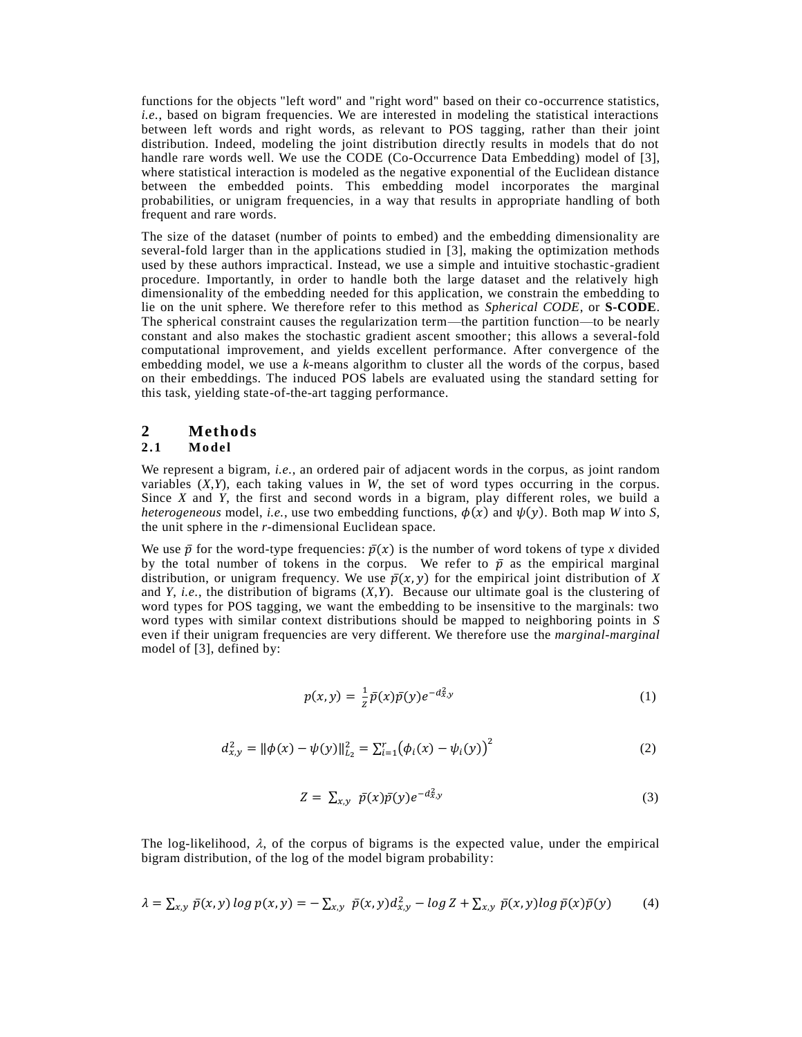functions for the objects "left word" and "right word" based on their co-occurrence statistics, *i.e.*, based on bigram frequencies. We are interested in modeling the statistical interactions between left words and right words, as relevant to POS tagging, rather than their joint distribution. Indeed, modeling the joint distribution directly results in models that do not handle rare words well. We use the CODE (Co-Occurrence Data Embedding) model of [3], where statistical interaction is modeled as the negative exponential of the Euclidean distance between the embedded points. This embedding model incorporates the marginal probabilities, or unigram frequencies, in a way that results in appropriate handling of both frequent and rare words.

The size of the dataset (number of points to embed) and the embedding dimensionality are several-fold larger than in the applications studied in [3], making the optimization methods used by these authors impractical. Instead, we use a simple and intuitive stochastic-gradient procedure. Importantly, in order to handle both the large dataset and the relatively high dimensionality of the embedding needed for this application, we constrain the embedding to lie on the unit sphere. We therefore refer to this method as *Spherical CODE*, or **S-CODE**. The spherical constraint causes the regularization term—the partition function—to be nearly constant and also makes the stochastic gradient ascent smoother; this allows a several-fold computational improvement, and yields excellent performance. After convergence of the embedding model, we use a *k*-means algorithm to cluster all the words of the corpus, based on their embeddings. The induced POS labels are evaluated using the standard setting for this task, yielding state-of-the-art tagging performance.

# 2 Methods

## 2.1 Model

We represent a bigram, *i.e.*, an ordered pair of adjacent words in the corpus, as joint random variables $(X,Y)$, each taking values in $W$, the set of word types occurring in the corpus. Since $X$ and $Y$, the first and second words in a bigram, play different roles, we build a *heterogeneous* model, *i.e.*, use two embedding functions, $\phi(x)$ and $\psi(y)$. Both map $W$ into $S$, the unit sphere in the $r$-dimensional Euclidean space.

We use $\bar{p}$ for the word-type frequencies: $\bar{p}(x)$ is the number of word tokens of type $x$ divided by the total number of tokens in the corpus. We refer to $\bar{p}$ as the empirical marginal distribution, or unigram frequency. We use $\bar{p}(x,y)$ for the empirical joint distribution of $X$ and $Y$, *i.e.*, the distribution of bigrams $(X,Y)$. Because our ultimate goal is the clustering of word types for POS tagging, we want the embedding to be insensitive to the marginals: two word types with similar context distributions should be mapped to neighboring points in $S$ even if their unigram frequencies are very different. We therefore use the *marginal-marginal* model of [3], defined by:

$$p(x,y) = \frac{1}{Z}\bar{p}(x)\bar{p}(y)e^{-d^2_{x,y}} \tag{1}$$

$$d^2_{x,y} = \|\phi(x) - \psi(y)\|^2_{L_2} = \sum_{i=1}^{r}\big(\phi_i(x) - \psi_i(y)\big)^2 \tag{2}$$

$$Z = \sum_{x,y} \bar{p}(x)\bar{p}(y)e^{-d^2_{x,y}} \tag{3}$$

The log-likelihood, $\lambda$, of the corpus of bigrams is the expected value, under the empirical bigram distribution, of the log of the model bigram probability:

$$\lambda = \sum_{x,y} \bar{p}(x,y)\log p(x,y) = -\sum_{x,y} \bar{p}(x,y)d^2_{x,y} - \log Z + \sum_{x,y} \bar{p}(x,y)\log \bar{p}(x)\bar{p}(y) \tag{4}$$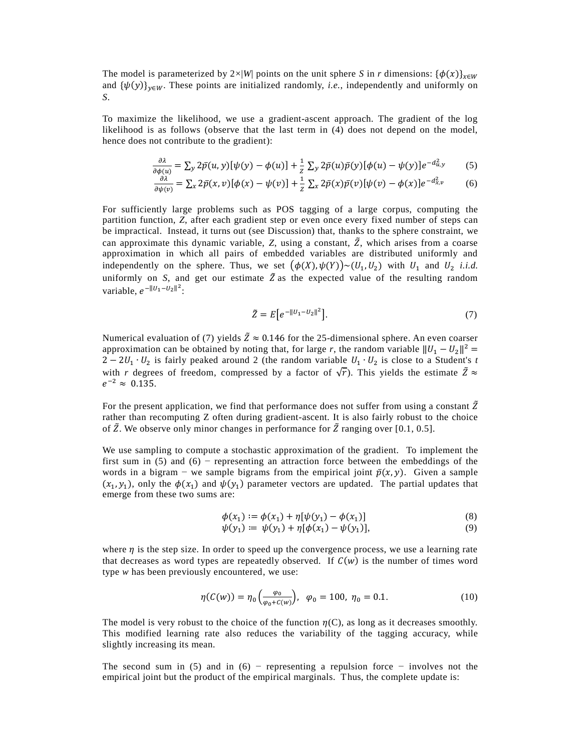The model is parameterized by $2\times|W|$ points on the unit sphere $S$ in $r$ dimensions: $\{\phi(x)\}_{x\in W}$ and $\{\psi(y)\}_{y\in W}$. These points are initialized randomly, *i.e.*, independently and uniformly on $S$.

To maximize the likelihood, we use a gradient-ascent approach. The gradient of the log likelihood is as follows (observe that the last term in (4) does not depend on the model, hence does not contribute to the gradient):

$$\frac{\partial\lambda}{\partial\phi(u)} = \sum_y 2\bar{p}(u,y)[\psi(y)-\phi(u)] + \frac{1}{Z}\sum_y 2\bar{p}(u)\bar{p}(y)[\phi(u)-\psi(y)]e^{-d_{u,y}^2} \tag{5}$$

$$\frac{\partial\lambda}{\partial\psi(v)} = \sum_x 2\bar{p}(x,v)[\phi(x)-\psi(v)] + \frac{1}{Z}\sum_x 2\bar{p}(x)\bar{p}(v)[\psi(v)-\phi(x)]e^{-d_{x,v}^2} \tag{6}$$

For sufficiently large problems such as POS tagging of a large corpus, computing the partition function, $Z$, after each gradient step or even once every fixed number of steps can be impractical. Instead, it turns out (see Discussion) that, thanks to the sphere constraint, we can approximate this dynamic variable, $Z$, using a constant, $\tilde{Z}$, which arises from a coarse approximation in which all pairs of embedded variables are distributed uniformly and independently on the sphere. Thus, we set $\big(\phi(X),\psi(Y)\big)\sim(U_1,U_2)$ with $U_1$ and $U_2$ *i.i.d.* uniformly on $S$, and get our estimate $\tilde{Z}$ as the expected value of the resulting random variable, $e^{-\|U_1-U_2\|^2}$:

$$\tilde{Z} = E\big[e^{-\|U_1-U_2\|^2}\big]. \tag{7}$$

Numerical evaluation of (7) yields $\tilde{Z}\approx 0.146$ for the 25-dimensional sphere. An even coarser approximation can be obtained by noting that, for large $r$, the random variable $\|U_1-U_2\|^2 = 2-2U_1\cdot U_2$ is fairly peaked around 2 (the random variable $U_1\cdot U_2$ is close to a Student's *t* with $r$ degrees of freedom, compressed by a factor of $\sqrt{r}$). This yields the estimate $\tilde{Z}\approx e^{-2}\approx 0.135$.

For the present application, we find that performance does not suffer from using a constant $\tilde{Z}$ rather than recomputing Z often during gradient-ascent. It is also fairly robust to the choice of $\tilde{Z}$. We observe only minor changes in performance for $\tilde{Z}$ ranging over [0.1, 0.5].

We use sampling to compute a stochastic approximation of the gradient. To implement the first sum in (5) and (6) − representing an attraction force between the embeddings of the words in a bigram − we sample bigrams from the empirical joint $\bar{p}(x,y)$. Given a sample $(x_1,y_1)$, only the $\phi(x_1)$ and $\psi(y_1)$ parameter vectors are updated. The partial updates that emerge from these two sums are:

$$\phi(x_1) := \phi(x_1) + \eta[\psi(y_1)-\phi(x_1)] \tag{8}$$

$$\psi(y_1) := \psi(y_1) + \eta[\phi(x_1)-\psi(y_1)], \tag{9}$$

where $\eta$ is the step size. In order to speed up the convergence process, we use a learning rate that decreases as word types are repeatedly observed. If $C(w)$ is the number of times word type $w$ has been previously encountered, we use:

$$\eta(C(w)) = \eta_0\left(\frac{\varphi_0}{\varphi_0+C(w)}\right),\ \ \varphi_0=100,\ \eta_0=0.1. \tag{10}$$

The model is very robust to the choice of the function $\eta(C)$, as long as it decreases smoothly. This modified learning rate also reduces the variability of the tagging accuracy, while slightly increasing its mean.

The second sum in (5) and in (6) − representing a repulsion force − involves not the empirical joint but the product of the empirical marginals. Thus, the complete update is: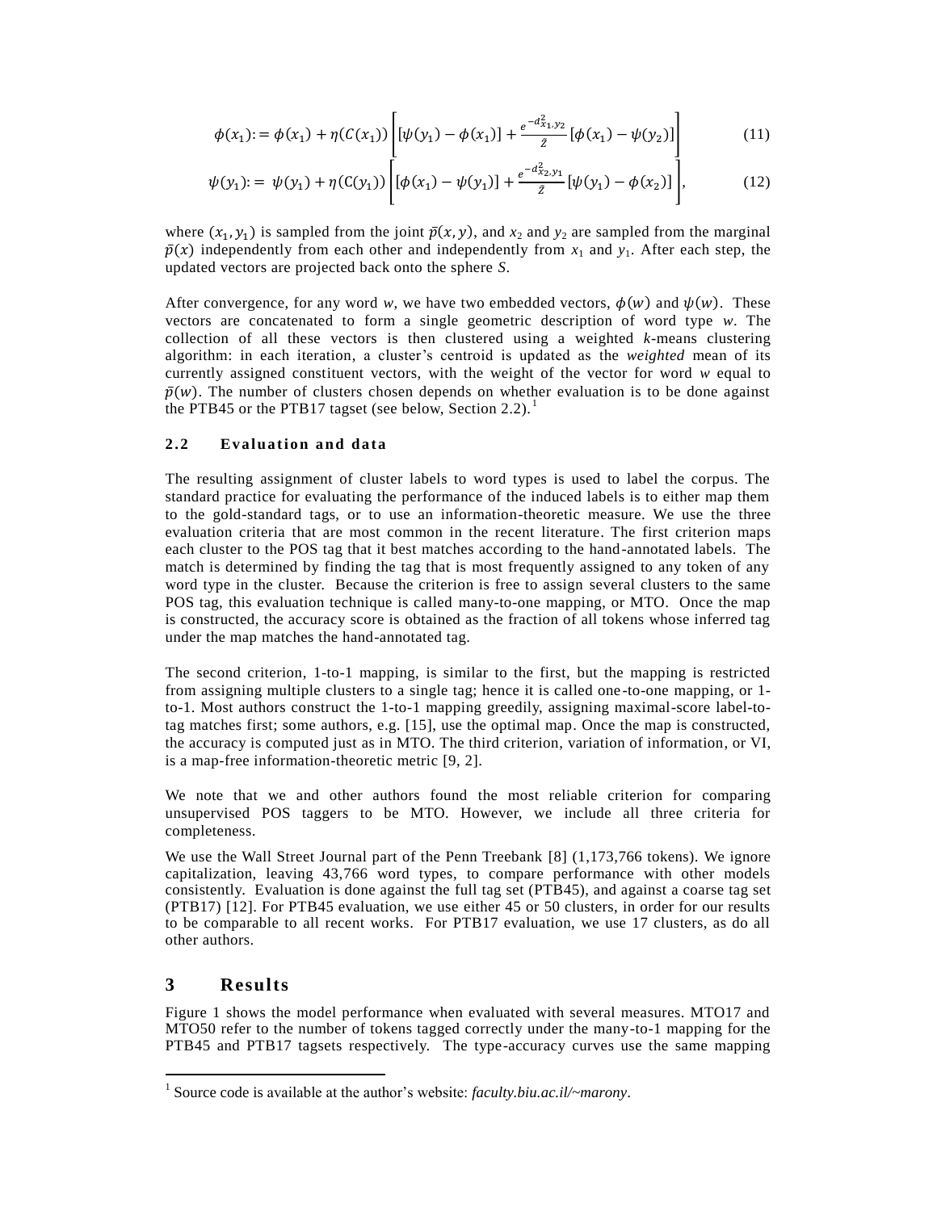$$\phi(x_1) := \phi(x_1) + \eta(C(x_1)) \left[ [\psi(y_1) - \phi(x_1)] + \frac{e^{-d^2_{x_1,y_2}}}{\bar{Z}} [\phi(x_1) - \psi(y_2)] \right] \tag{11}$$

$$\psi(y_1) := \psi(y_1) + \eta(C(y_1)) \left[ [\phi(x_1) - \psi(y_1)] + \frac{e^{-d^2_{x_2,y_1}}}{\bar{Z}} [\psi(y_1) - \phi(x_2)] \right], \tag{12}$$

where $(x_1, y_1)$ is sampled from the joint $\bar{p}(x, y)$, and $x_2$ and $y_2$ are sampled from the marginal $\bar{p}(x)$ independently from each other and independently from $x_1$ and $y_1$. After each step, the updated vectors are projected back onto the sphere $S$.

After convergence, for any word $w$, we have two embedded vectors, $\phi(w)$ and $\psi(w)$. These vectors are concatenated to form a single geometric description of word type $w$. The collection of all these vectors is then clustered using a weighted $k$-means clustering algorithm: in each iteration, a cluster's centroid is updated as the *weighted* mean of its currently assigned constituent vectors, with the weight of the vector for word $w$ equal to $\bar{p}(w)$. The number of clusters chosen depends on whether evaluation is to be done against the PTB45 or the PTB17 tagset (see below, Section 2.2).[1]

### 2.2 Evaluation and data

The resulting assignment of cluster labels to word types is used to label the corpus. The standard practice for evaluating the performance of the induced labels is to either map them to the gold-standard tags, or to use an information-theoretic measure. We use the three evaluation criteria that are most common in the recent literature. The first criterion maps each cluster to the POS tag that it best matches according to the hand-annotated labels. The match is determined by finding the tag that is most frequently assigned to any token of any word type in the cluster. Because the criterion is free to assign several clusters to the same POS tag, this evaluation technique is called many-to-one mapping, or MTO. Once the map is constructed, the accuracy score is obtained as the fraction of all tokens whose inferred tag under the map matches the hand-annotated tag.

The second criterion, 1-to-1 mapping, is similar to the first, but the mapping is restricted from assigning multiple clusters to a single tag; hence it is called one-to-one mapping, or 1-to-1. Most authors construct the 1-to-1 mapping greedily, assigning maximal-score label-to-tag matches first; some authors, e.g. [15], use the optimal map. Once the map is constructed, the accuracy is computed just as in MTO. The third criterion, variation of information, or VI, is a map-free information-theoretic metric [9, 2].

We note that we and other authors found the most reliable criterion for comparing unsupervised POS taggers to be MTO. However, we include all three criteria for completeness.

We use the Wall Street Journal part of the Penn Treebank [8] (1,173,766 tokens). We ignore capitalization, leaving 43,766 word types, to compare performance with other models consistently. Evaluation is done against the full tag set (PTB45), and against a coarse tag set (PTB17) [12]. For PTB45 evaluation, we use either 45 or 50 clusters, in order for our results to be comparable to all recent works. For PTB17 evaluation, we use 17 clusters, as do all other authors.

## 3 Results

Figure 1 shows the model performance when evaluated with several measures. MTO17 and MTO50 refer to the number of tokens tagged correctly under the many-to-1 mapping for the PTB45 and PTB17 tagsets respectively. The type-accuracy curves use the same mapping

---

[1] Source code is available at the author's website: *faculty.biu.ac.il/~marony*.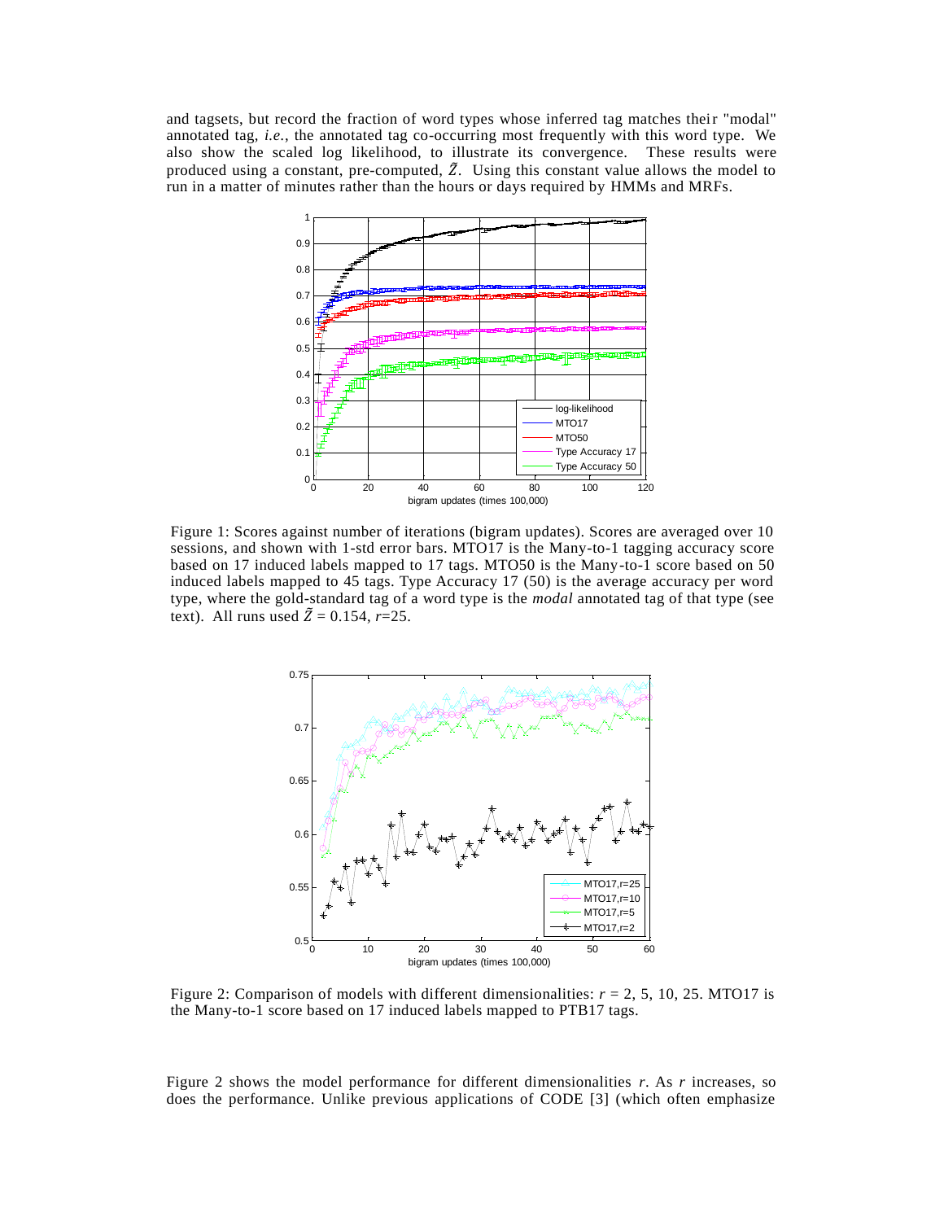and tagsets, but record the fraction of word types whose inferred tag matches their "modal" annotated tag, *i.e.*, the annotated tag co-occurring most frequently with this word type. We also show the scaled log likelihood, to illustrate its convergence. These results were produced using a constant, pre-computed, $\tilde{Z}$. Using this constant value allows the model to run in a matter of minutes rather than the hours or days required by HMMs and MRFs.

Figure 1: Scores against number of iterations (bigram updates). Scores are averaged over 10 sessions, and shown with 1-std error bars. MTO17 is the Many-to-1 tagging accuracy score based on 17 induced labels mapped to 17 tags. MTO50 is the Many-to-1 score based on 50 induced labels mapped to 45 tags. Type Accuracy 17 (50) is the average accuracy per word type, where the gold-standard tag of a word type is the *modal* annotated tag of that type (see text). All runs used $\tilde{Z} = 0.154$, $r$=25.

Figure 2: Comparison of models with different dimensionalities: $r$ = 2, 5, 10, 25. MTO17 is the Many-to-1 score based on 17 induced labels mapped to PTB17 tags.

Figure 2 shows the model performance for different dimensionalities $r$. As $r$ increases, so does the performance. Unlike previous applications of CODE [3] (which often emphasize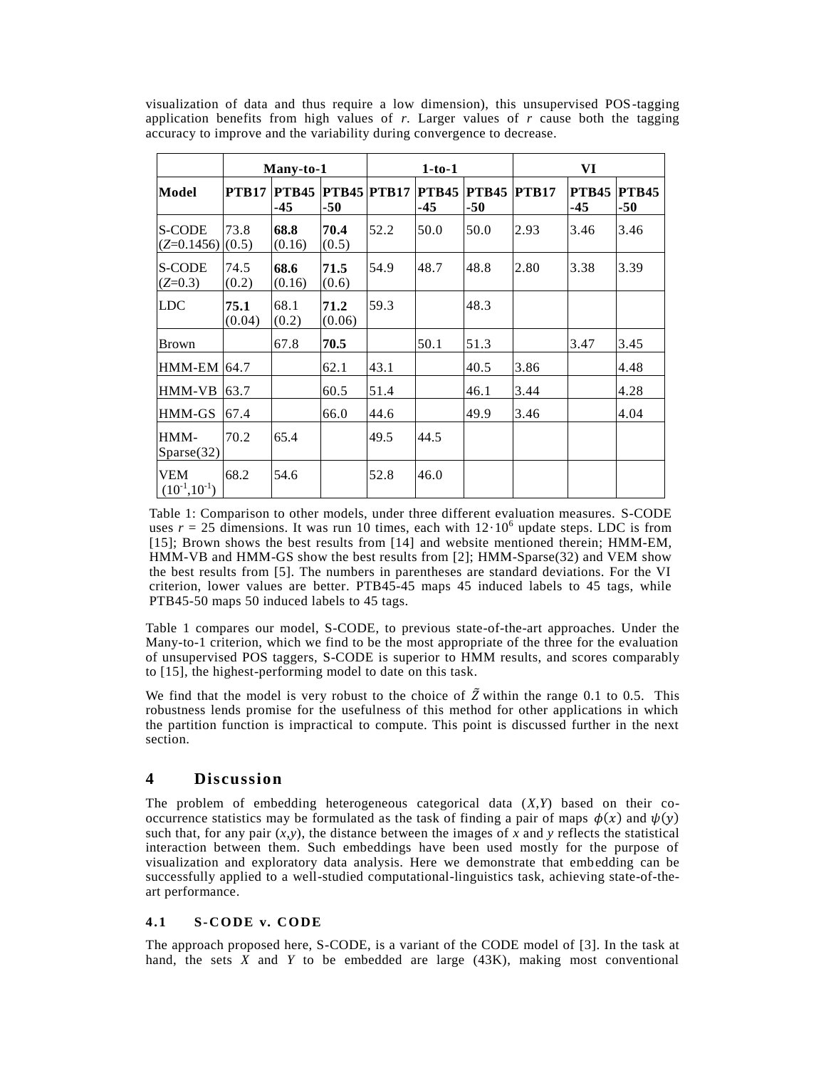visualization of data and thus require a low dimension), this unsupervised POS-tagging application benefits from high values of *r*. Larger values of *r* cause both the tagging accuracy to improve and the variability during convergence to decrease.

| | Many-to-1 | | | 1-to-1 | | | VI | | |
|---|---|---|---|---|---|---|---|---|---|
| **Model** | **PTB17** | **PTB45-45** | **PTB45-50** | **PTB17** | **PTB45-45** | **PTB45-50** | **PTB17** | **PTB45-45** | **PTB45-50** |
| S-CODE ($Z$=0.1456) | 73.8 (0.5) | **68.8** (0.16) | **70.4** (0.5) | 52.2 | 50.0 | 50.0 | 2.93 | 3.46 | 3.46 |
| S-CODE ($Z$=0.3) | 74.5 (0.2) | **68.6** (0.16) | **71.5** (0.6) | 54.9 | 48.7 | 48.8 | 2.80 | 3.38 | 3.39 |
| LDC | **75.1** (0.04) | 68.1 (0.2) | **71.2** (0.06) | 59.3 | | 48.3 | | | |
| Brown | | 67.8 | **70.5** | | 50.1 | 51.3 | | 3.47 | 3.45 |
| HMM-EM | 64.7 | | 62.1 | 43.1 | | 40.5 | 3.86 | | 4.48 |
| HMM-VB | 63.7 | | 60.5 | 51.4 | | 46.1 | 3.44 | | 4.28 |
| HMM-GS | 67.4 | | 66.0 | 44.6 | | 49.9 | 3.46 | | 4.04 |
| HMM-Sparse(32) | 70.2 | 65.4 | | 49.5 | 44.5 | | | | |
| VEM ($10^{-1}$,$10^{-1}$) | 68.2 | 54.6 | | 52.8 | 46.0 | | | | |

Table 1: Comparison to other models, under three different evaluation measures. S-CODE uses $r = 25$ dimensions. It was run 10 times, each with $12 \cdot 10^6$ update steps. LDC is from [15]; Brown shows the best results from [14] and website mentioned therein; HMM-EM, HMM-VB and HMM-GS show the best results from [2]; HMM-Sparse(32) and VEM show the best results from [5]. The numbers in parentheses are standard deviations. For the VI criterion, lower values are better. PTB45-45 maps 45 induced labels to 45 tags, while PTB45-50 maps 50 induced labels to 45 tags.

Table 1 compares our model, S-CODE, to previous state-of-the-art approaches. Under the Many-to-1 criterion, which we find to be the most appropriate of the three for the evaluation of unsupervised POS taggers, S-CODE is superior to HMM results, and scores comparably to [15], the highest-performing model to date on this task.

We find that the model is very robust to the choice of $\tilde{Z}$ within the range 0.1 to 0.5. This robustness lends promise for the usefulness of this method for other applications in which the partition function is impractical to compute. This point is discussed further in the next section.

## 4 Discussion

The problem of embedding heterogeneous categorical data $(X,Y)$ based on their co-occurrence statistics may be formulated as the task of finding a pair of maps $\phi(x)$ and $\psi(y)$ such that, for any pair $(x,y)$, the distance between the images of $x$ and $y$ reflects the statistical interaction between them. Such embeddings have been used mostly for the purpose of visualization and exploratory data analysis. Here we demonstrate that embedding can be successfully applied to a well-studied computational-linguistics task, achieving state-of-the-art performance.

### 4.1 S-CODE v. CODE

The approach proposed here, S-CODE, is a variant of the CODE model of [3]. In the task at hand, the sets $X$ and $Y$ to be embedded are large (43K), making most conventional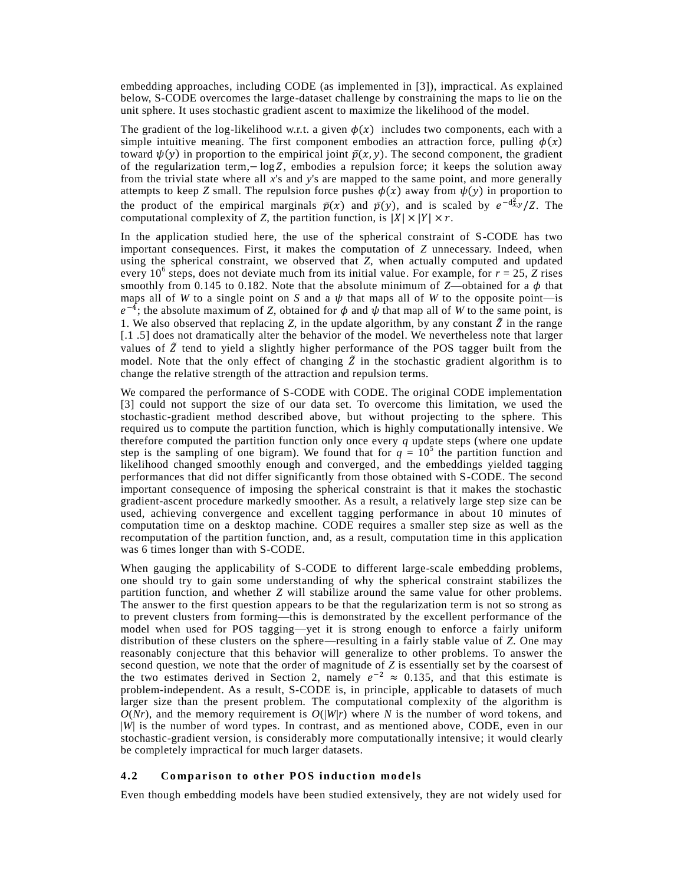embedding approaches, including CODE (as implemented in [3]), impractical. As explained below, S-CODE overcomes the large-dataset challenge by constraining the maps to lie on the unit sphere. It uses stochastic gradient ascent to maximize the likelihood of the model.

The gradient of the log-likelihood w.r.t. a given $\phi(x)$ includes two components, each with a simple intuitive meaning. The first component embodies an attraction force, pulling $\phi(x)$ toward $\psi(y)$ in proportion to the empirical joint $\bar{p}(x,y)$. The second component, the gradient of the regularization term, $-\log Z$, embodies a repulsion force; it keeps the solution away from the trivial state where all *x*'s and *y*'s are mapped to the same point, and more generally attempts to keep *Z* small. The repulsion force pushes $\phi(x)$ away from $\psi(y)$ in proportion to the product of the empirical marginals $\bar{p}(x)$ and $\bar{p}(y)$, and is scaled by $e^{-d_{x,y}^2}/Z$. The computational complexity of *Z*, the partition function, is $|X| \times |Y| \times r$.

In the application studied here, the use of the spherical constraint of S-CODE has two important consequences. First, it makes the computation of *Z* unnecessary. Indeed, when using the spherical constraint, we observed that *Z*, when actually computed and updated every $10^6$ steps, does not deviate much from its initial value. For example, for $r = 25$, *Z* rises smoothly from 0.145 to 0.182. Note that the absolute minimum of *Z*—obtained for a $\phi$ that maps all of *W* to a single point on *S* and a $\psi$ that maps all of *W* to the opposite point—is $e^{-4}$; the absolute maximum of *Z*, obtained for $\phi$ and $\psi$ that map all of *W* to the same point, is 1. We also observed that replacing *Z*, in the update algorithm, by any constant $\tilde{Z}$ in the range [.1 .5] does not dramatically alter the behavior of the model. We nevertheless note that larger values of $\tilde{Z}$ tend to yield a slightly higher performance of the POS tagger built from the model. Note that the only effect of changing $\tilde{Z}$ in the stochastic gradient algorithm is to change the relative strength of the attraction and repulsion terms.

We compared the performance of S-CODE with CODE. The original CODE implementation [3] could not support the size of our data set. To overcome this limitation, we used the stochastic-gradient method described above, but without projecting to the sphere. This required us to compute the partition function, which is highly computationally intensive. We therefore computed the partition function only once every *q* update steps (where one update step is the sampling of one bigram). We found that for $q = 10^5$ the partition function and likelihood changed smoothly enough and converged, and the embeddings yielded tagging performances that did not differ significantly from those obtained with S-CODE. The second important consequence of imposing the spherical constraint is that it makes the stochastic gradient-ascent procedure markedly smoother. As a result, a relatively large step size can be used, achieving convergence and excellent tagging performance in about 10 minutes of computation time on a desktop machine. CODE requires a smaller step size as well as the recomputation of the partition function, and, as a result, computation time in this application was 6 times longer than with S-CODE.

When gauging the applicability of S-CODE to different large-scale embedding problems, one should try to gain some understanding of why the spherical constraint stabilizes the partition function, and whether *Z* will stabilize around the same value for other problems. The answer to the first question appears to be that the regularization term is not so strong as to prevent clusters from forming—this is demonstrated by the excellent performance of the model when used for POS tagging—yet it is strong enough to enforce a fairly uniform distribution of these clusters on the sphere—resulting in a fairly stable value of *Z*. One may reasonably conjecture that this behavior will generalize to other problems. To answer the second question, we note that the order of magnitude of *Z* is essentially set by the coarsest of the two estimates derived in Section 2, namely $e^{-2} \approx 0.135$, and that this estimate is problem-independent. As a result, S-CODE is, in principle, applicable to datasets of much larger size than the present problem. The computational complexity of the algorithm is $O(Nr)$, and the memory requirement is $O(|W|r)$ where *N* is the number of word tokens, and $|W|$ is the number of word types. In contrast, and as mentioned above, CODE, even in our stochastic-gradient version, is considerably more computationally intensive; it would clearly be completely impractical for much larger datasets.

### 4.2 Comparison to other POS induction models

Even though embedding models have been studied extensively, they are not widely used for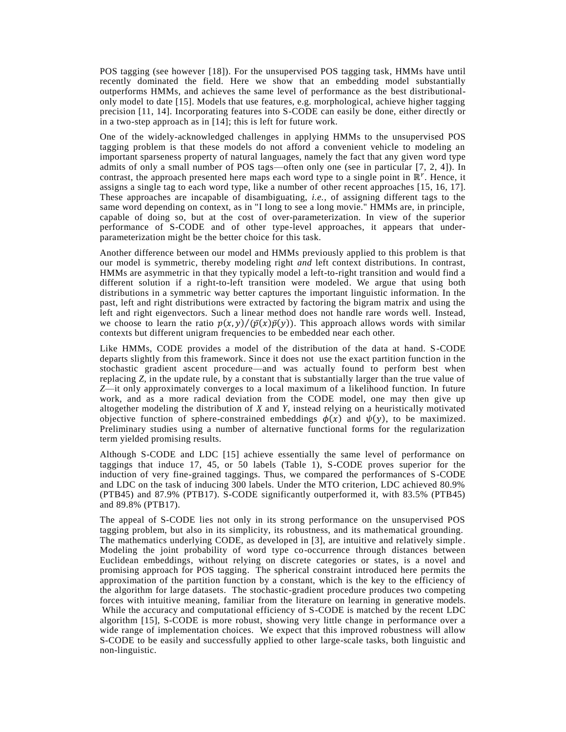POS tagging (see however [18]). For the unsupervised POS tagging task, HMMs have until recently dominated the field. Here we show that an embedding model substantially outperforms HMMs, and achieves the same level of performance as the best distributional-only model to date [15]. Models that use features, e.g. morphological, achieve higher tagging precision [11, 14]. Incorporating features into S-CODE can easily be done, either directly or in a two-step approach as in [14]; this is left for future work.

One of the widely-acknowledged challenges in applying HMMs to the unsupervised POS tagging problem is that these models do not afford a convenient vehicle to modeling an important sparseness property of natural languages, namely the fact that any given word type admits of only a small number of POS tags—often only one (see in particular [7, 2, 4]). In contrast, the approach presented here maps each word type to a single point in $\mathbb{R}^r$. Hence, it assigns a single tag to each word type, like a number of other recent approaches [15, 16, 17]. These approaches are incapable of disambiguating, *i.e.*, of assigning different tags to the same word depending on context, as in "I long to see a long movie." HMMs are, in principle, capable of doing so, but at the cost of over-parameterization. In view of the superior performance of S-CODE and of other type-level approaches, it appears that under-parameterization might be the better choice for this task.

Another difference between our model and HMMs previously applied to this problem is that our model is symmetric, thereby modeling right *and* left context distributions. In contrast, HMMs are asymmetric in that they typically model a left-to-right transition and would find a different solution if a right-to-left transition were modeled. We argue that using both distributions in a symmetric way better captures the important linguistic information. In the past, left and right distributions were extracted by factoring the bigram matrix and using the left and right eigenvectors. Such a linear method does not handle rare words well. Instead, we choose to learn the ratio $p(x,y)/(\bar{p}(x)\bar{p}(y))$. This approach allows words with similar contexts but different unigram frequencies to be embedded near each other.

Like HMMs, CODE provides a model of the distribution of the data at hand. S-CODE departs slightly from this framework. Since it does not use the exact partition function in the stochastic gradient ascent procedure—and was actually found to perform best when replacing $Z$, in the update rule, by a constant that is substantially larger than the true value of $Z$—it only approximately converges to a local maximum of a likelihood function. In future work, and as a more radical deviation from the CODE model, one may then give up altogether modeling the distribution of $X$ and $Y$, instead relying on a heuristically motivated objective function of sphere-constrained embeddings $\phi(x)$ and $\psi(y)$, to be maximized. Preliminary studies using a number of alternative functional forms for the regularization term yielded promising results.

Although S-CODE and LDC [15] achieve essentially the same level of performance on taggings that induce 17, 45, or 50 labels (Table 1), S-CODE proves superior for the induction of very fine-grained taggings. Thus, we compared the performances of S-CODE and LDC on the task of inducing 300 labels. Under the MTO criterion, LDC achieved 80.9% (PTB45) and 87.9% (PTB17). S-CODE significantly outperformed it, with 83.5% (PTB45) and 89.8% (PTB17).

The appeal of S-CODE lies not only in its strong performance on the unsupervised POS tagging problem, but also in its simplicity, its robustness, and its mathematical grounding. The mathematics underlying CODE, as developed in [3], are intuitive and relatively simple. Modeling the joint probability of word type co-occurrence through distances between Euclidean embeddings, without relying on discrete categories or states, is a novel and promising approach for POS tagging. The spherical constraint introduced here permits the approximation of the partition function by a constant, which is the key to the efficiency of the algorithm for large datasets. The stochastic-gradient procedure produces two competing forces with intuitive meaning, familiar from the literature on learning in generative models. While the accuracy and computational efficiency of S-CODE is matched by the recent LDC algorithm [15], S-CODE is more robust, showing very little change in performance over a wide range of implementation choices. We expect that this improved robustness will allow S-CODE to be easily and successfully applied to other large-scale tasks, both linguistic and non-linguistic.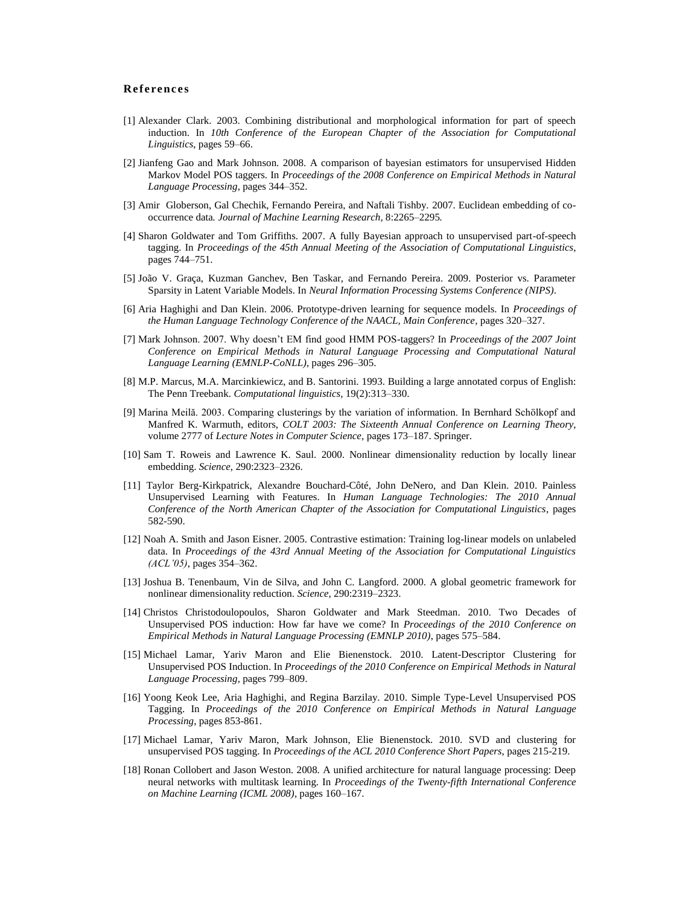## References

[1] Alexander Clark. 2003. Combining distributional and morphological information for part of speech induction. In *10th Conference of the European Chapter of the Association for Computational Linguistics*, pages 59–66.

[2] Jianfeng Gao and Mark Johnson. 2008. A comparison of bayesian estimators for unsupervised Hidden Markov Model POS taggers. In *Proceedings of the 2008 Conference on Empirical Methods in Natural Language Processing*, pages 344–352.

[3] Amir Globerson, Gal Chechik, Fernando Pereira, and Naftali Tishby. 2007. Euclidean embedding of co-occurrence data. *Journal of Machine Learning Research*, 8:2265–2295.

[4] Sharon Goldwater and Tom Griffiths. 2007. A fully Bayesian approach to unsupervised part-of-speech tagging. In *Proceedings of the 45th Annual Meeting of the Association of Computational Linguistics*, pages 744–751.

[5] João V. Graça, Kuzman Ganchev, Ben Taskar, and Fernando Pereira. 2009. Posterior vs. Parameter Sparsity in Latent Variable Models. In *Neural Information Processing Systems Conference (NIPS)*.

[6] Aria Haghighi and Dan Klein. 2006. Prototype-driven learning for sequence models. In *Proceedings of the Human Language Technology Conference of the NAACL, Main Conference*, pages 320–327.

[7] Mark Johnson. 2007. Why doesn't EM find good HMM POS-taggers? In *Proceedings of the 2007 Joint Conference on Empirical Methods in Natural Language Processing and Computational Natural Language Learning (EMNLP-CoNLL)*, pages 296–305.

[8] M.P. Marcus, M.A. Marcinkiewicz, and B. Santorini. 1993. Building a large annotated corpus of English: The Penn Treebank. *Computational linguistics*, 19(2):313–330.

[9] Marina Meilă. 2003. Comparing clusterings by the variation of information. In Bernhard Schölkopf and Manfred K. Warmuth, editors, *COLT 2003: The Sixteenth Annual Conference on Learning Theory*, volume 2777 of *Lecture Notes in Computer Science*, pages 173–187. Springer.

[10] Sam T. Roweis and Lawrence K. Saul. 2000. Nonlinear dimensionality reduction by locally linear embedding. *Science*, 290:2323–2326.

[11] Taylor Berg-Kirkpatrick, Alexandre Bouchard-Côté, John DeNero, and Dan Klein. 2010. Painless Unsupervised Learning with Features. In *Human Language Technologies: The 2010 Annual Conference of the North American Chapter of the Association for Computational Linguistics*, pages 582-590.

[12] Noah A. Smith and Jason Eisner. 2005. Contrastive estimation: Training log-linear models on unlabeled data. In *Proceedings of the 43rd Annual Meeting of the Association for Computational Linguistics (ACL'05)*, pages 354–362.

[13] Joshua B. Tenenbaum, Vin de Silva, and John C. Langford. 2000. A global geometric framework for nonlinear dimensionality reduction. *Science*, 290:2319–2323.

[14] Christos Christodoulopoulos, Sharon Goldwater and Mark Steedman. 2010. Two Decades of Unsupervised POS induction: How far have we come? In *Proceedings of the 2010 Conference on Empirical Methods in Natural Language Processing (EMNLP 2010)*, pages 575–584.

[15] Michael Lamar, Yariv Maron and Elie Bienenstock. 2010. Latent-Descriptor Clustering for Unsupervised POS Induction. In *Proceedings of the 2010 Conference on Empirical Methods in Natural Language Processing*, pages 799–809.

[16] Yoong Keok Lee, Aria Haghighi, and Regina Barzilay. 2010. Simple Type-Level Unsupervised POS Tagging. In *Proceedings of the 2010 Conference on Empirical Methods in Natural Language Processing*, pages 853-861.

[17] Michael Lamar, Yariv Maron, Mark Johnson, Elie Bienenstock. 2010. SVD and clustering for unsupervised POS tagging. In *Proceedings of the ACL 2010 Conference Short Papers*, pages 215-219.

[18] Ronan Collobert and Jason Weston. 2008. A unified architecture for natural language processing: Deep neural networks with multitask learning. In *Proceedings of the Twenty-fifth International Conference on Machine Learning (ICML 2008)*, pages 160–167.